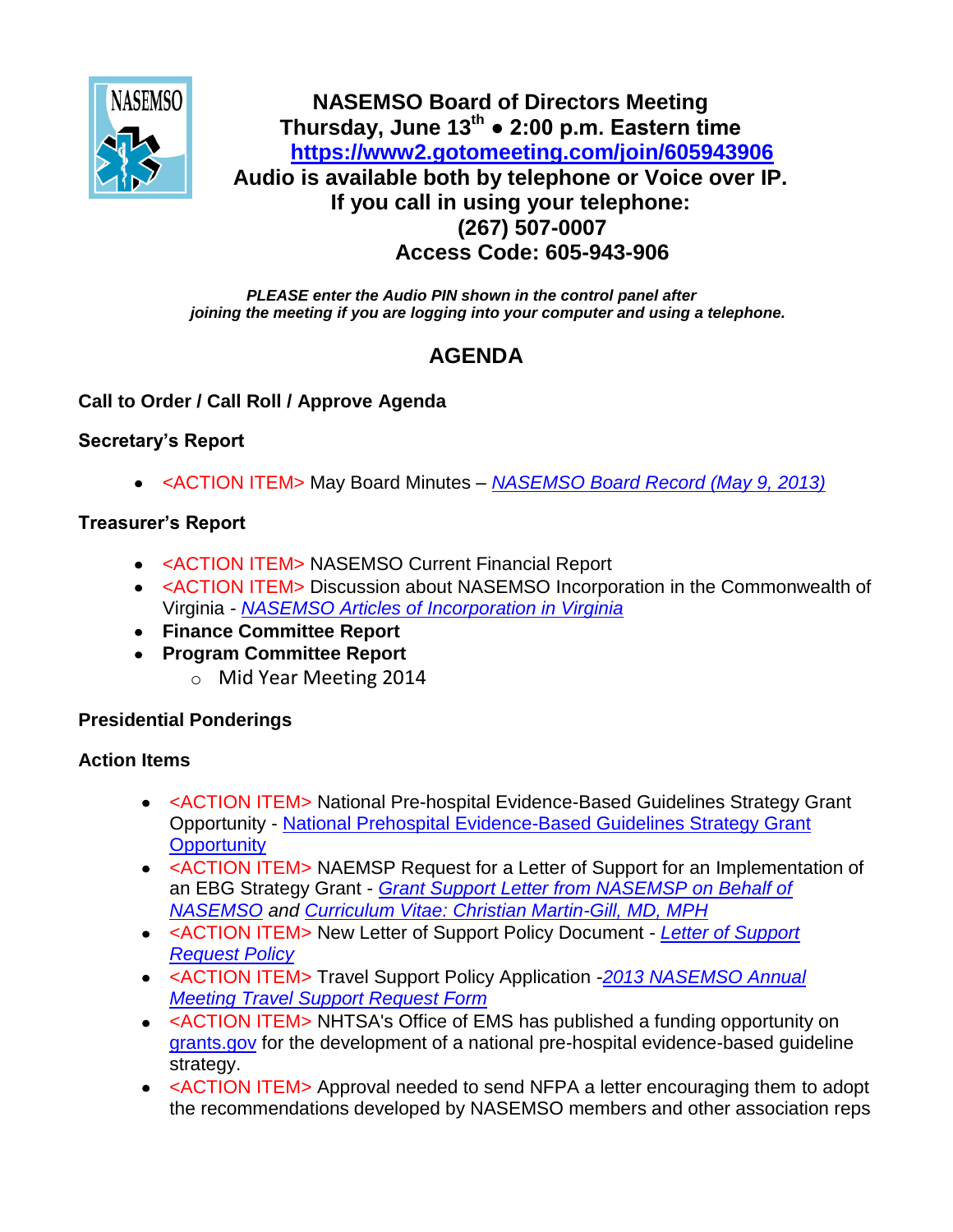# NASEMSO Board of Directors Meeting

**Thursday, June 13th ● 2:00 p.m. Eastern time**

**https://www2.gotomeeting.com/join/605943906**

**Audio is available both by telephone or Voice over IP.**

**If you call in using your telephone:**

**(267) 507-0007**

**Access Code: 605-943-906**

***PLEASE enter the Audio PIN shown in the control panel after joining the meeting if you are logging into your computer and using a telephone.***

## AGENDA

**Call to Order / Call Roll / Approve Agenda**

**Secretary's Report**

- <ACTION ITEM> May Board Minutes – *NASEMSO Board Record (May 9, 2013)*

**Treasurer's Report**

- <ACTION ITEM> NASEMSO Current Financial Report
- <ACTION ITEM> Discussion about NASEMSO Incorporation in the Commonwealth of Virginia - *NASEMSO Articles of Incorporation in Virginia*
- **Finance Committee Report**
- **Program Committee Report**
  - Mid Year Meeting 2014

**Presidential Ponderings**

**Action Items**

- <ACTION ITEM> National Pre-hospital Evidence-Based Guidelines Strategy Grant Opportunity - National Prehospital Evidence-Based Guidelines Strategy Grant Opportunity
- <ACTION ITEM> NAEMSP Request for a Letter of Support for an Implementation of an EBG Strategy Grant - *Grant Support Letter from NASEMSP on Behalf of NASEMSO* and *Curriculum Vitae: Christian Martin-Gill, MD, MPH*
- <ACTION ITEM> New Letter of Support Policy Document - *Letter of Support Request Policy*
- <ACTION ITEM> Travel Support Policy Application -*2013 NASEMSO Annual Meeting Travel Support Request Form*
- <ACTION ITEM> NHTSA's Office of EMS has published a funding opportunity on grants.gov for the development of a national pre-hospital evidence-based guideline strategy.
- <ACTION ITEM> Approval needed to send NFPA a letter encouraging them to adopt the recommendations developed by NASEMSO members and other association reps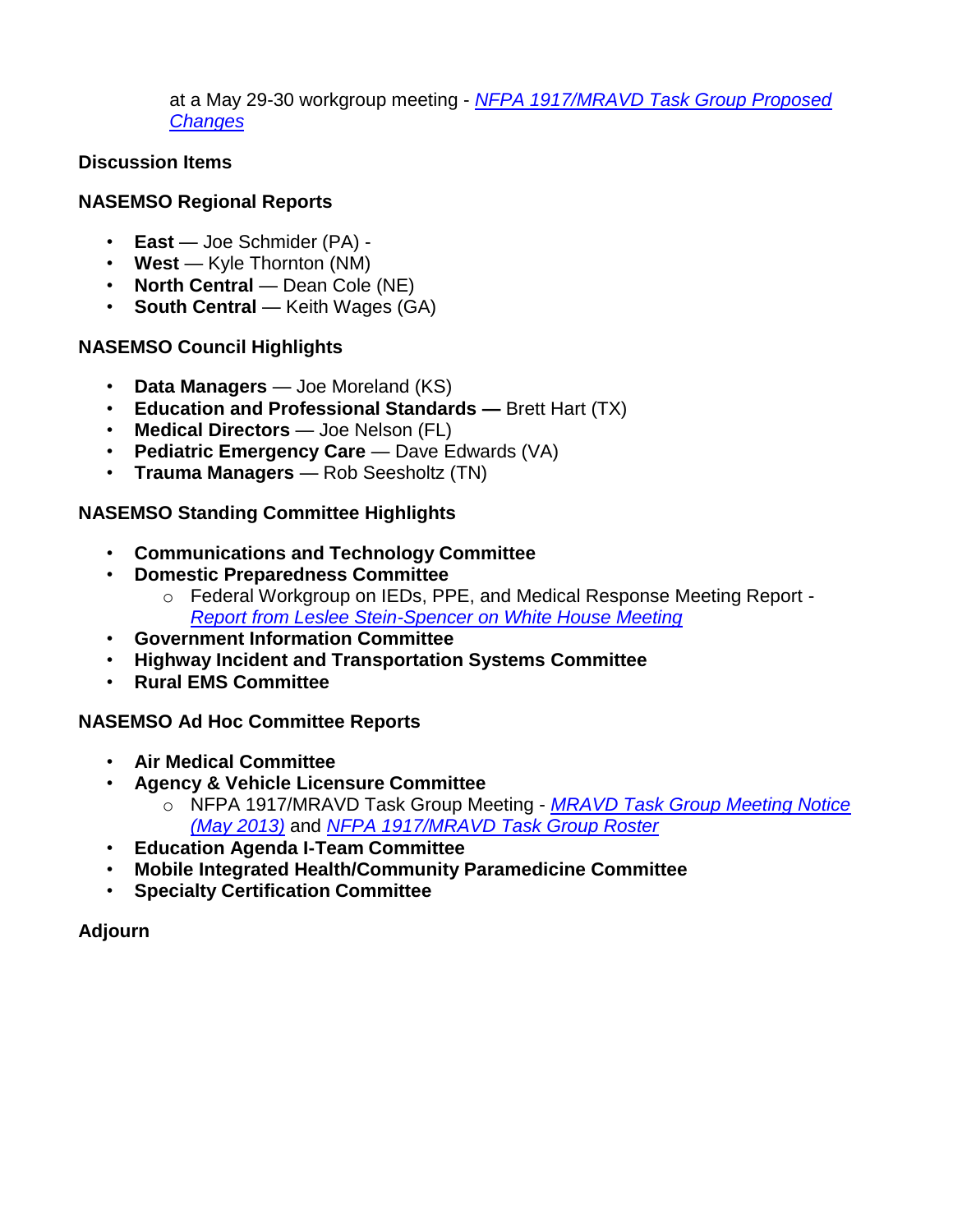at a May 29-30 workgroup meeting - *NFPA 1917/MRAVD Task Group Proposed Changes*

**Discussion Items**

**NASEMSO Regional Reports**

- **East** — Joe Schmider (PA) -
- **West** — Kyle Thornton (NM)
- **North Central** — Dean Cole (NE)
- **South Central** — Keith Wages (GA)

**NASEMSO Council Highlights**

- **Data Managers** — Joe Moreland (KS)
- **Education and Professional Standards —** Brett Hart (TX)
- **Medical Directors** — Joe Nelson (FL)
- **Pediatric Emergency Care** — Dave Edwards (VA)
- **Trauma Managers** — Rob Seesholtz (TN)

**NASEMSO Standing Committee Highlights**

- **Communications and Technology Committee**
- **Domestic Preparedness Committee**
  - Federal Workgroup on IEDs, PPE, and Medical Response Meeting Report - *Report from Leslee Stein-Spencer on White House Meeting*
- **Government Information Committee**
- **Highway Incident and Transportation Systems Committee**
- **Rural EMS Committee**

**NASEMSO Ad Hoc Committee Reports**

- **Air Medical Committee**
- **Agency & Vehicle Licensure Committee**
  - NFPA 1917/MRAVD Task Group Meeting - *MRAVD Task Group Meeting Notice (May 2013)* and *NFPA 1917/MRAVD Task Group Roster*
- **Education Agenda I-Team Committee**
- **Mobile Integrated Health/Community Paramedicine Committee**
- **Specialty Certification Committee**

**Adjourn**